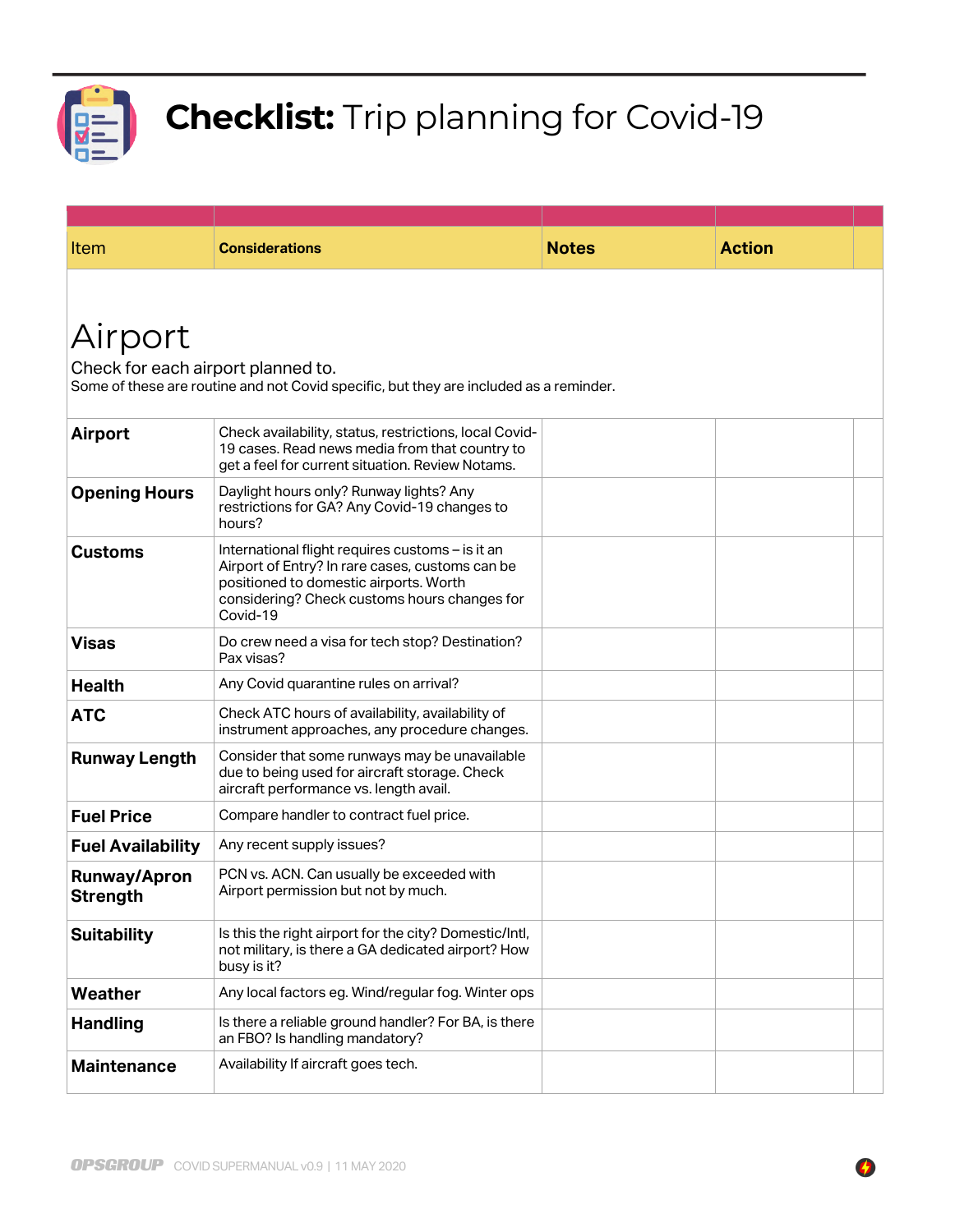# **Checklist:** Trip planning for Covid-19

| Item | Considerations | Notes | Action | |
|---|---|---|---|---|
| **Airport** | Check availability, status, restrictions, local Covid-19 cases. Read news media from that country to get a feel for current situation. Review Notams. | | | |
| **Opening Hours** | Daylight hours only? Runway lights? Any restrictions for GA? Any Covid-19 changes to hours? | | | |
| **Customs** | International flight requires customs – is it an Airport of Entry? In rare cases, customs can be positioned to domestic airports. Worth considering? Check customs hours changes for Covid-19 | | | |
| **Visas** | Do crew need a visa for tech stop? Destination? Pax visas? | | | |
| **Health** | Any Covid quarantine rules on arrival? | | | |
| **ATC** | Check ATC hours of availability, availability of instrument approaches, any procedure changes. | | | |
| **Runway Length** | Consider that some runways may be unavailable due to being used for aircraft storage. Check aircraft performance vs. length avail. | | | |
| **Fuel Price** | Compare handler to contract fuel price. | | | |
| **Fuel Availability** | Any recent supply issues? | | | |
| **Runway/Apron Strength** | PCN vs. ACN. Can usually be exceeded with Airport permission but not by much. | | | |
| **Suitability** | Is this the right airport for the city? Domestic/Intl, not military, is there a GA dedicated airport? How busy is it? | | | |
| **Weather** | Any local factors eg. Wind/regular fog. Winter ops | | | |
| **Handling** | Is there a reliable ground handler? For BA, is there an FBO? Is handling mandatory? | | | |
| **Maintenance** | Availability If aircraft goes tech. | | | |

## Airport

Check for each airport planned to.

Some of these are routine and not Covid specific, but they are included as a reminder.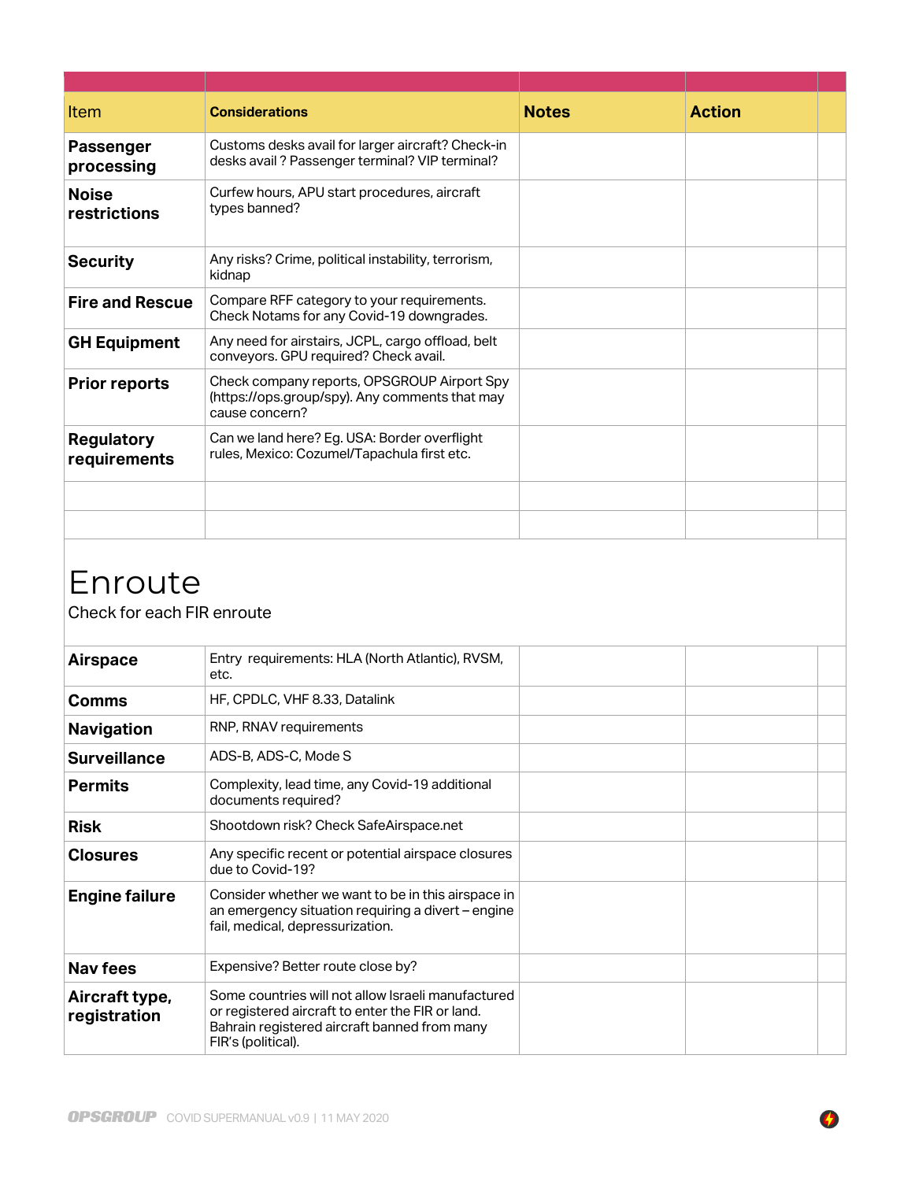| Item | Considerations | Notes | Action | |
|---|---|---|---|---|
| **Passenger processing** | Customs desks avail for larger aircraft? Check-in desks avail ? Passenger terminal? VIP terminal? | | | |
| **Noise restrictions** | Curfew hours, APU start procedures, aircraft types banned? | | | |
| **Security** | Any risks? Crime, political instability, terrorism, kidnap | | | |
| **Fire and Rescue** | Compare RFF category to your requirements. Check Notams for any Covid-19 downgrades. | | | |
| **GH Equipment** | Any need for airstairs, JCPL, cargo offload, belt conveyors. GPU required? Check avail. | | | |
| **Prior reports** | Check company reports, OPSGROUP Airport Spy (https://ops.group/spy). Any comments that may cause concern? | | | |
| **Regulatory requirements** | Can we land here? Eg. USA: Border overflight rules, Mexico: Cozumel/Tapachula first etc. | | | |
| | | | | |
| | | | | |

# Enroute

Check for each FIR enroute

| Item | Considerations | Notes | Action | |
|---|---|---|---|---|
| **Airspace** | Entry requirements: HLA (North Atlantic), RVSM, etc. | | | |
| **Comms** | HF, CPDLC, VHF 8.33, Datalink | | | |
| **Navigation** | RNP, RNAV requirements | | | |
| **Surveillance** | ADS-B, ADS-C, Mode S | | | |
| **Permits** | Complexity, lead time, any Covid-19 additional documents required? | | | |
| **Risk** | Shootdown risk? Check SafeAirspace.net | | | |
| **Closures** | Any specific recent or potential airspace closures due to Covid-19? | | | |
| **Engine failure** | Consider whether we want to be in this airspace in an emergency situation requiring a divert – engine fail, medical, depressurization. | | | |
| **Nav fees** | Expensive? Better route close by? | | | |
| **Aircraft type, registration** | Some countries will not allow Israeli manufactured or registered aircraft to enter the FIR or land. Bahrain registered aircraft banned from many FIR's (political). | | | |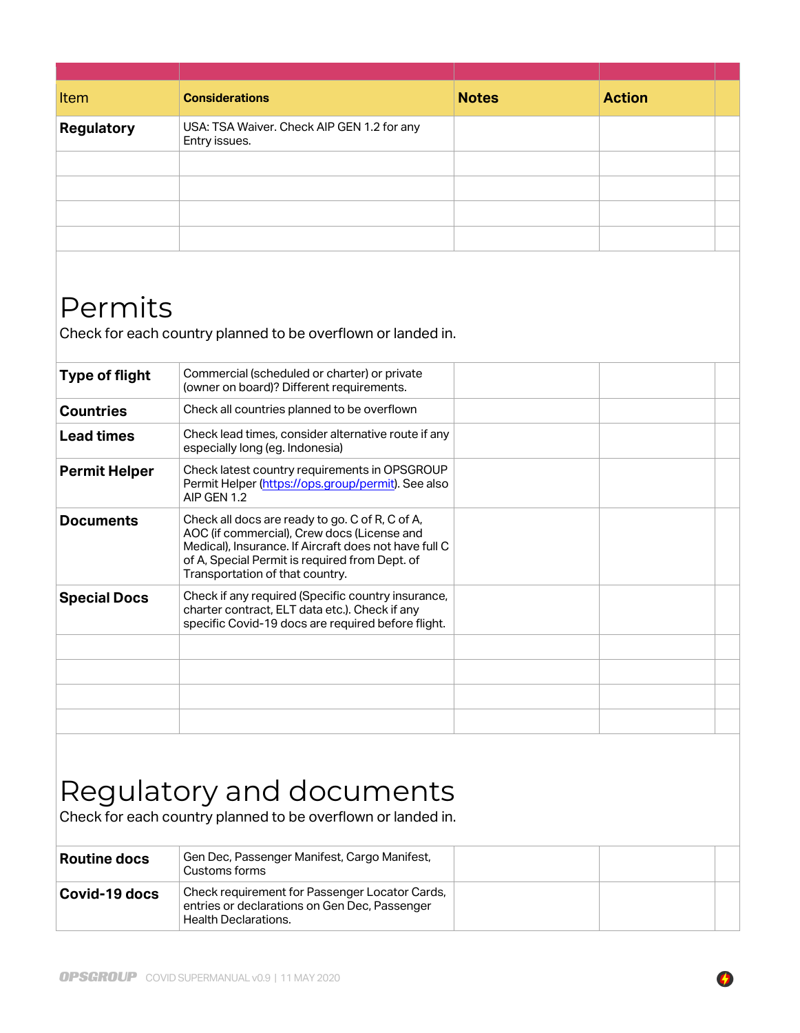| Item | Considerations | Notes | Action | |
|---|---|---|---|---|
| **Regulatory** | USA: TSA Waiver. Check AIP GEN 1.2 for any Entry issues. | | | |
| | | | | |
| | | | | |
| | | | | |
| | | | | |

# Permits

Check for each country planned to be overflown or landed in.

| | | | | |
|---|---|---|---|---|
| **Type of flight** | Commercial (scheduled or charter) or private (owner on board)? Different requirements. | | | |
| **Countries** | Check all countries planned to be overflown | | | |
| **Lead times** | Check lead times, consider alternative route if any especially long (eg. Indonesia) | | | |
| **Permit Helper** | Check latest country requirements in OPSGROUP Permit Helper (https://ops.group/permit). See also AIP GEN 1.2 | | | |
| **Documents** | Check all docs are ready to go. C of R, C of A, AOC (if commercial), Crew docs (License and Medical), Insurance. If Aircraft does not have full C of A, Special Permit is required from Dept. of Transportation of that country. | | | |
| **Special Docs** | Check if any required (Specific country insurance, charter contract, ELT data etc.). Check if any specific Covid-19 docs are required before flight. | | | |
| | | | | |
| | | | | |
| | | | | |
| | | | | |

# Regulatory and documents

Check for each country planned to be overflown or landed in.

| | | | | |
|---|---|---|---|---|
| **Routine docs** | Gen Dec, Passenger Manifest, Cargo Manifest, Customs forms | | | |
| **Covid-19 docs** | Check requirement for Passenger Locator Cards, entries or declarations on Gen Dec, Passenger Health Declarations. | | | |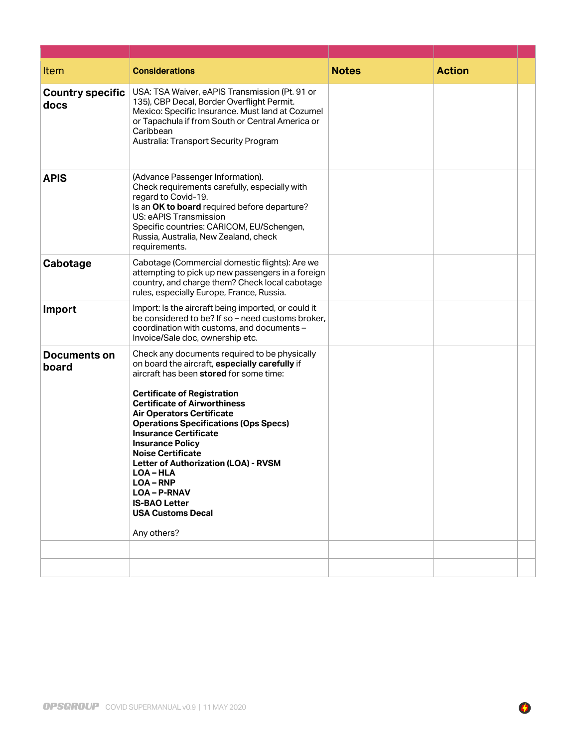| Item | Considerations | Notes | Action | |
|---|---|---|---|---|
| **Country specific docs** | USA: TSA Waiver, eAPIS Transmission (Pt. 91 or 135), CBP Decal, Border Overflight Permit.<br>Mexico: Specific Insurance. Must land at Cozumel or Tapachula if from South or Central America or Caribbean<br>Australia: Transport Security Program | | | |
| **APIS** | (Advance Passenger Information).<br>Check requirements carefully, especially with regard to Covid-19.<br>Is an **OK to board** required before departure?<br>US: eAPIS Transmission<br>Specific countries: CARICOM, EU/Schengen, Russia, Australia, New Zealand, check requirements. | | | |
| **Cabotage** | Cabotage (Commercial domestic flights): Are we attempting to pick up new passengers in a foreign country, and charge them? Check local cabotage rules, especially Europe, France, Russia. | | | |
| **Import** | Import: Is the aircraft being imported, or could it be considered to be? If so – need customs broker, coordination with customs, and documents – Invoice/Sale doc, ownership etc. | | | |
| **Documents on board** | Check any documents required to be physically on board the aircraft, **especially carefully** if aircraft has been **stored** for some time:<br><br>**Certificate of Registration**<br>**Certificate of Airworthiness**<br>**Air Operators Certificate**<br>**Operations Specifications (Ops Specs)**<br>**Insurance Certificate**<br>**Insurance Policy**<br>**Noise Certificate**<br>**Letter of Authorization (LOA) - RVSM**<br>**LOA – HLA**<br>**LOA – RNP**<br>**LOA – P-RNAV**<br>**IS-BAO Letter**<br>**USA Customs Decal**<br><br>Any others? | | | |
| | | | | |
| | | | | |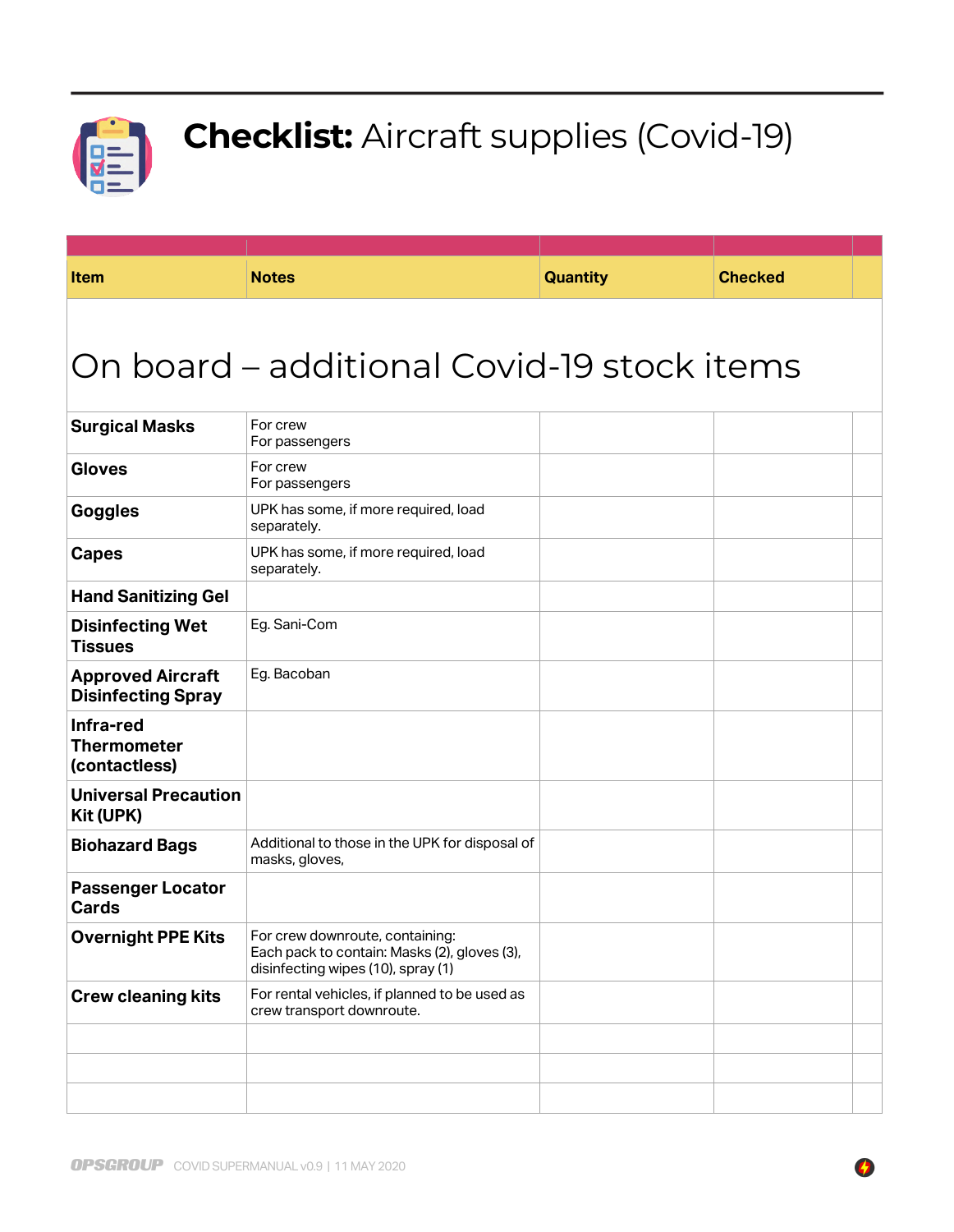# **Checklist:** Aircraft supplies (Covid-19)

| Item | Notes | Quantity | Checked | |
|---|---|---|---|---|
| **On board – additional Covid-19 stock items** | | | | |
| **Surgical Masks** | For crew<br>For passengers | | | |
| **Gloves** | For crew<br>For passengers | | | |
| **Goggles** | UPK has some, if more required, load separately. | | | |
| **Capes** | UPK has some, if more required, load separately. | | | |
| **Hand Sanitizing Gel** | | | | |
| **Disinfecting Wet Tissues** | Eg. Sani-Com | | | |
| **Approved Aircraft Disinfecting Spray** | Eg. Bacoban | | | |
| **Infra-red Thermometer (contactless)** | | | | |
| **Universal Precaution Kit (UPK)** | | | | |
| **Biohazard Bags** | Additional to those in the UPK for disposal of masks, gloves, | | | |
| **Passenger Locator Cards** | | | | |
| **Overnight PPE Kits** | For crew downroute, containing:<br>Each pack to contain: Masks (2), gloves (3), disinfecting wipes (10), spray (1) | | | |
| **Crew cleaning kits** | For rental vehicles, if planned to be used as crew transport downroute. | | | |
| | | | | |
| | | | | |
| | | | | |